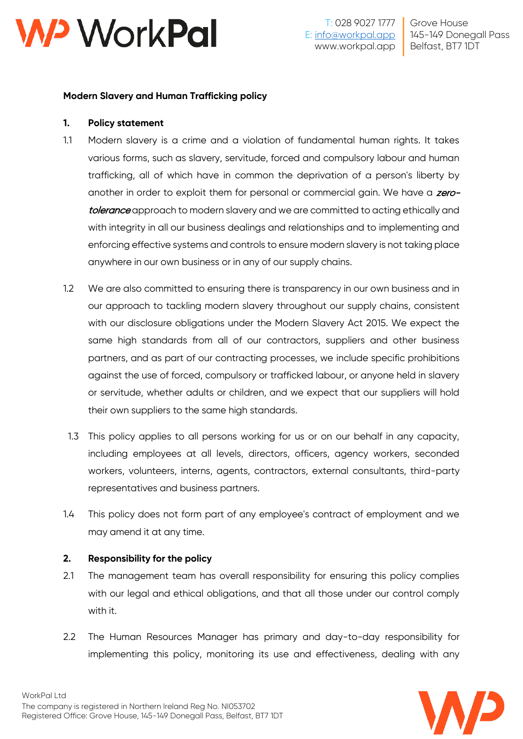**Modern Slavery and Human Trafficking policy**

**1. Policy statement**

1.1 Modern slavery is a crime and a violation of fundamental human rights. It takes various forms, such as slavery, servitude, forced and compulsory labour and human trafficking, all of which have in common the deprivation of a person's liberty by another in order to exploit them for personal or commercial gain. We have a ***zero-tolerance*** approach to modern slavery and we are committed to acting ethically and with integrity in all our business dealings and relationships and to implementing and enforcing effective systems and controls to ensure modern slavery is not taking place anywhere in our own business or in any of our supply chains.

1.2 We are also committed to ensuring there is transparency in our own business and in our approach to tackling modern slavery throughout our supply chains, consistent with our disclosure obligations under the Modern Slavery Act 2015. We expect the same high standards from all of our contractors, suppliers and other business partners, and as part of our contracting processes, we include specific prohibitions against the use of forced, compulsory or trafficked labour, or anyone held in slavery or servitude, whether adults or children, and we expect that our suppliers will hold their own suppliers to the same high standards.

1.3 This policy applies to all persons working for us or on our behalf in any capacity, including employees at all levels, directors, officers, agency workers, seconded workers, volunteers, interns, agents, contractors, external consultants, third-party representatives and business partners.

1.4 This policy does not form part of any employee's contract of employment and we may amend it at any time.

**2. Responsibility for the policy**

2.1 The management team has overall responsibility for ensuring this policy complies with our legal and ethical obligations, and that all those under our control comply with it.

2.2 The Human Resources Manager has primary and day-to-day responsibility for implementing this policy, monitoring its use and effectiveness, dealing with any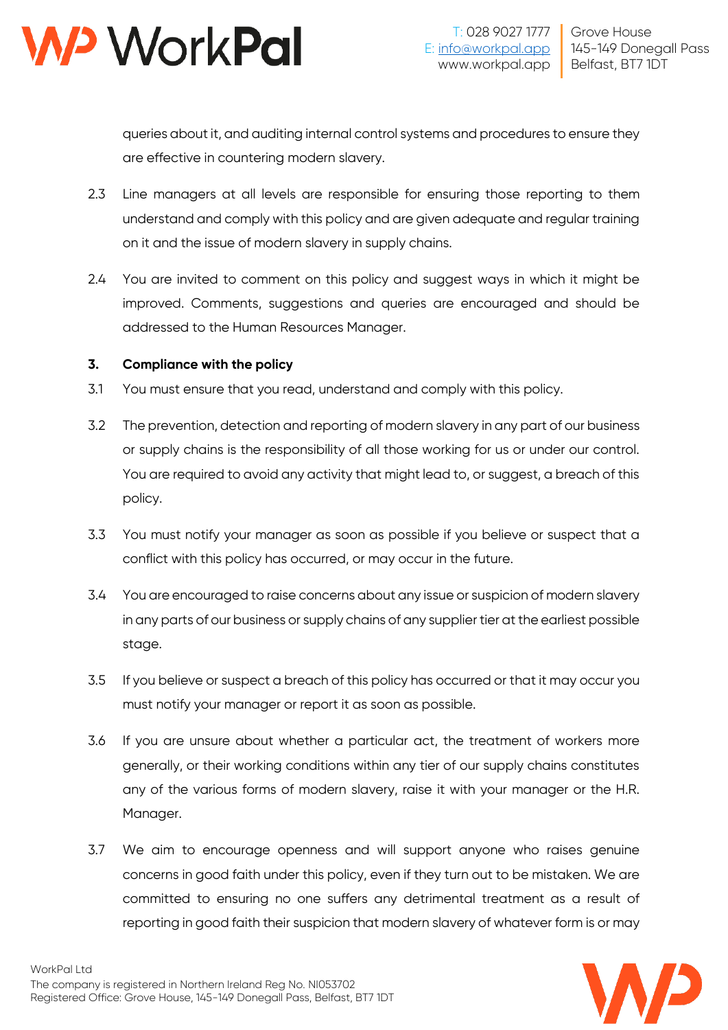queries about it, and auditing internal control systems and procedures to ensure they are effective in countering modern slavery.

2.3 Line managers at all levels are responsible for ensuring those reporting to them understand and comply with this policy and are given adequate and regular training on it and the issue of modern slavery in supply chains.

2.4 You are invited to comment on this policy and suggest ways in which it might be improved. Comments, suggestions and queries are encouraged and should be addressed to the Human Resources Manager.

**3. Compliance with the policy**

3.1 You must ensure that you read, understand and comply with this policy.

3.2 The prevention, detection and reporting of modern slavery in any part of our business or supply chains is the responsibility of all those working for us or under our control. You are required to avoid any activity that might lead to, or suggest, a breach of this policy.

3.3 You must notify your manager as soon as possible if you believe or suspect that a conflict with this policy has occurred, or may occur in the future.

3.4 You are encouraged to raise concerns about any issue or suspicion of modern slavery in any parts of our business or supply chains of any supplier tier at the earliest possible stage.

3.5 If you believe or suspect a breach of this policy has occurred or that it may occur you must notify your manager or report it as soon as possible.

3.6 If you are unsure about whether a particular act, the treatment of workers more generally, or their working conditions within any tier of our supply chains constitutes any of the various forms of modern slavery, raise it with your manager or the H.R. Manager.

3.7 We aim to encourage openness and will support anyone who raises genuine concerns in good faith under this policy, even if they turn out to be mistaken. We are committed to ensuring no one suffers any detrimental treatment as a result of reporting in good faith their suspicion that modern slavery of whatever form is or may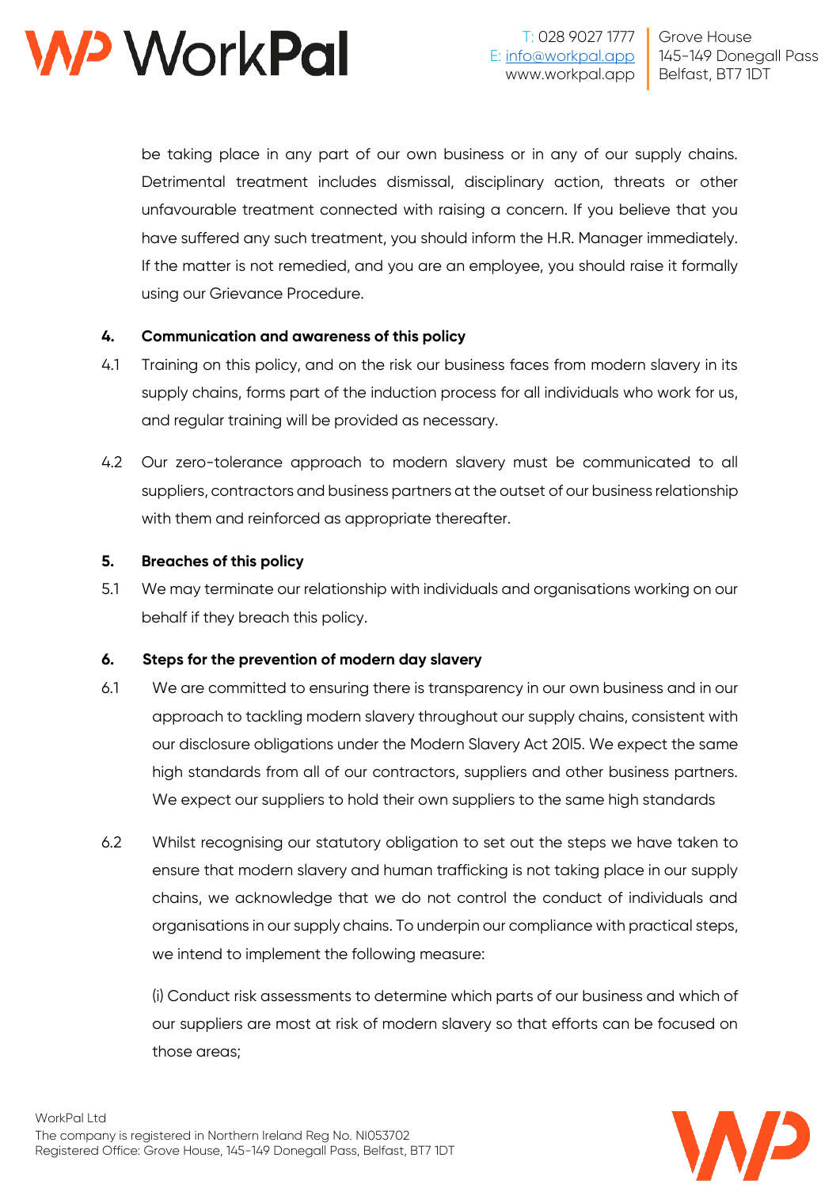be taking place in any part of our own business or in any of our supply chains. Detrimental treatment includes dismissal, disciplinary action, threats or other unfavourable treatment connected with raising a concern. If you believe that you have suffered any such treatment, you should inform the H.R. Manager immediately. If the matter is not remedied, and you are an employee, you should raise it formally using our Grievance Procedure.

**4. Communication and awareness of this policy**

4.1 Training on this policy, and on the risk our business faces from modern slavery in its supply chains, forms part of the induction process for all individuals who work for us, and regular training will be provided as necessary.

4.2 Our zero-tolerance approach to modern slavery must be communicated to all suppliers, contractors and business partners at the outset of our business relationship with them and reinforced as appropriate thereafter.

**5. Breaches of this policy**

5.1 We may terminate our relationship with individuals and organisations working on our behalf if they breach this policy.

**6. Steps for the prevention of modern day slavery**

6.1 We are committed to ensuring there is transparency in our own business and in our approach to tackling modern slavery throughout our supply chains, consistent with our disclosure obligations under the Modern Slavery Act 2015. We expect the same high standards from all of our contractors, suppliers and other business partners. We expect our suppliers to hold their own suppliers to the same high standards

6.2 Whilst recognising our statutory obligation to set out the steps we have taken to ensure that modern slavery and human trafficking is not taking place in our supply chains, we acknowledge that we do not control the conduct of individuals and organisations in our supply chains. To underpin our compliance with practical steps, we intend to implement the following measure:

(i) Conduct risk assessments to determine which parts of our business and which of our suppliers are most at risk of modern slavery so that efforts can be focused on those areas;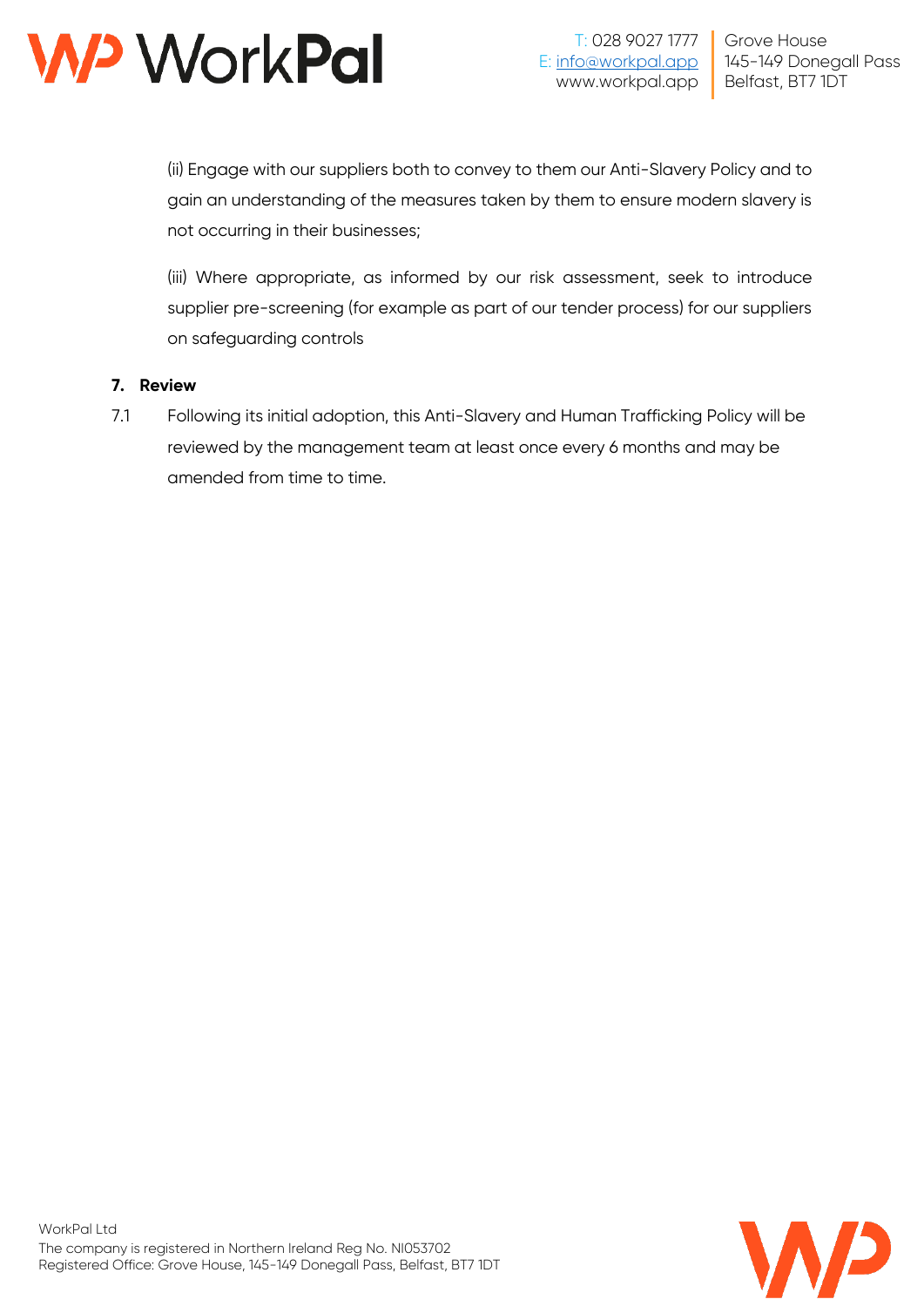(ii) Engage with our suppliers both to convey to them our Anti-Slavery Policy and to gain an understanding of the measures taken by them to ensure modern slavery is not occurring in their businesses;

(iii) Where appropriate, as informed by our risk assessment, seek to introduce supplier pre-screening (for example as part of our tender process) for our suppliers on safeguarding controls

**7. Review**

7.1 Following its initial adoption, this Anti-Slavery and Human Trafficking Policy will be reviewed by the management team at least once every 6 months and may be amended from time to time.